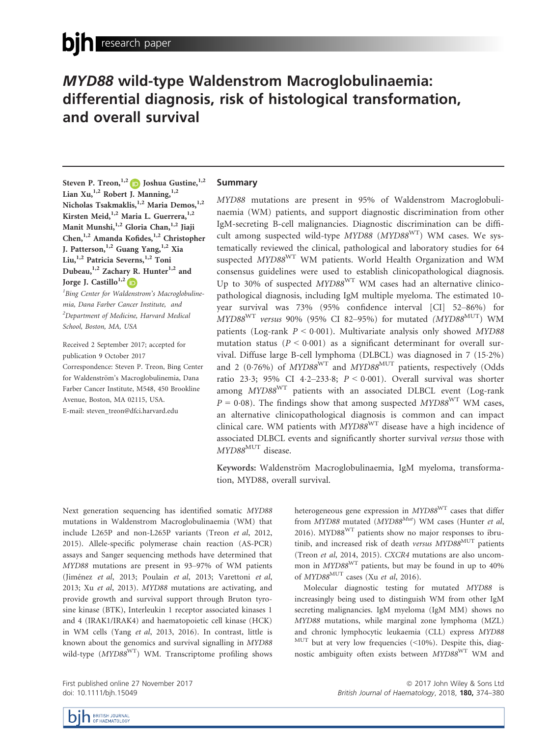# *MYD88* wild-type Waldenstrom Macroglobulinaemia: differential diagnosis, risk of histological transformation, and overall survival

Steven P. Treon,[1,2] Joshua Gustine,[1,2] Lian Xu,[1,2] Robert J. Manning,[1,2] Nicholas Tsakmaklis,[1,2] Maria Demos,[1,2] Kirsten Meid,[1,2] Maria L. Guerrera,[1,2] Manit Munshi,[1,2] Gloria Chan,[1,2] Jiaji Chen,[1,2] Amanda Kofides,[1,2] Christopher J. Patterson,[1,2] Guang Yang,[1,2] Xia Liu,[1,2] Patricia Severns,[1,2] Toni Dubeau,[1,2] Zachary R. Hunter[1,2] and Jorge J. Castillo[1,2]

[1]Bing Center for Waldenstrom's Macroglobulinemia, Dana Farber Cancer Institute, and [2]Department of Medicine, Harvard Medical School, Boston, MA, USA

Received 2 September 2017; accepted for publication 9 October 2017

Correspondence: Steven P. Treon, Bing Center for Waldenström's Macroglobulinemia, Dana Farber Cancer Institute, M548, 450 Brookline Avenue, Boston, MA 02115, USA.
E-mail: steven_treon@dfci.harvard.edu

## Summary

*MYD88* mutations are present in 95% of Waldenstrom Macroglobulinaemia (WM) patients, and support diagnostic discrimination from other IgM-secreting B-cell malignancies. Diagnostic discrimination can be difficult among suspected wild-type *MYD88* (*MYD88*$^{WT}$) WM cases. We systematically reviewed the clinical, pathological and laboratory studies for 64 suspected *MYD88*$^{WT}$ WM patients. World Health Organization and WM consensus guidelines were used to establish clinicopathological diagnosis. Up to 30% of suspected *MYD88*$^{WT}$ WM cases had an alternative clinicopathological diagnosis, including IgM multiple myeloma. The estimated 10-year survival was 73% (95% confidence interval [CI] 52–86%) for *MYD88*$^{WT}$ *versus* 90% (95% CI 82–95%) for mutated *(MYD88*$^{MUT}$) WM patients (Log-rank $P < 0{\cdot}001$). Multivariate analysis only showed *MYD88* mutation status ($P < 0{\cdot}001$) as a significant determinant for overall survival. Diffuse large B-cell lymphoma (DLBCL) was diagnosed in 7 (15·2%) and 2 (0·76%) of *MYD88*$^{WT}$ and *MYD88*$^{MUT}$ patients, respectively (Odds ratio 23·3; 95% CI 4·2–233·8; $P < 0{\cdot}001$). Overall survival was shorter among *MYD88*$^{WT}$ patients with an associated DLBCL event (Log-rank $P = 0{\cdot}08$). The findings show that among suspected *MYD88*$^{WT}$ WM cases, an alternative clinicopathological diagnosis is common and can impact clinical care. WM patients with *MYD88*$^{WT}$ disease have a high incidence of associated DLBCL events and significantly shorter survival *versus* those with *MYD88*$^{MUT}$ disease.

**Keywords:** Waldenström Macroglobulinaemia, IgM myeloma, transformation, MYD88, overall survival.

Next generation sequencing has identified somatic *MYD88* mutations in Waldenstrom Macroglobulinaemia (WM) that include L265P and non-L265P variants (Treon *et al*, 2012, 2015). Allele-specific polymerase chain reaction (AS-PCR) assays and Sanger sequencing methods have determined that *MYD88* mutations are present in 93–97% of WM patients (Jiménez *et al*, 2013; Poulain *et al*, 2013; Varettoni *et al*, 2013; Xu *et al*, 2013). *MYD88* mutations are activating, and provide growth and survival support through Bruton tyrosine kinase (BTK), Interleukin 1 receptor associated kinases 1 and 4 (IRAK1/IRAK4) and haematopoietic cell kinase (HCK) in WM cells (Yang *et al*, 2013, 2016). In contrast, little is known about the genomics and survival signalling in *MYD88* wild-type (*MYD88*$^{WT}$) WM. Transcriptome profiling shows heterogeneous gene expression in *MYD88*$^{WT}$ cases that differ from *MYD88* mutated (*MYD88*$^{Mut}$) WM cases (Hunter *et al*, 2016). MYD88$^{WT}$ patients show no major responses to ibrutinib, and increased risk of death *versus* *MYD88*$^{MUT}$ patients (Treon *et al*, 2014, 2015). *CXCR4* mutations are also uncommon in *MYD88*$^{WT}$ patients, but may be found in up to 40% of *MYD88*$^{MUT}$ cases (Xu *et al*, 2016).

Molecular diagnostic testing for mutated *MYD88* is increasingly being used to distinguish WM from other IgM secreting malignancies. IgM myeloma (IgM MM) shows no *MYD88* mutations, while marginal zone lymphoma (MZL) and chronic lymphocytic leukaemia (CLL) express *MYD88* $^{MUT}$ but at very low frequencies (<10%). Despite this, diagnostic ambiguity often exists between *MYD88*$^{WT}$ WM and

First published online 27 November 2017
doi: 10.1111/bjh.15049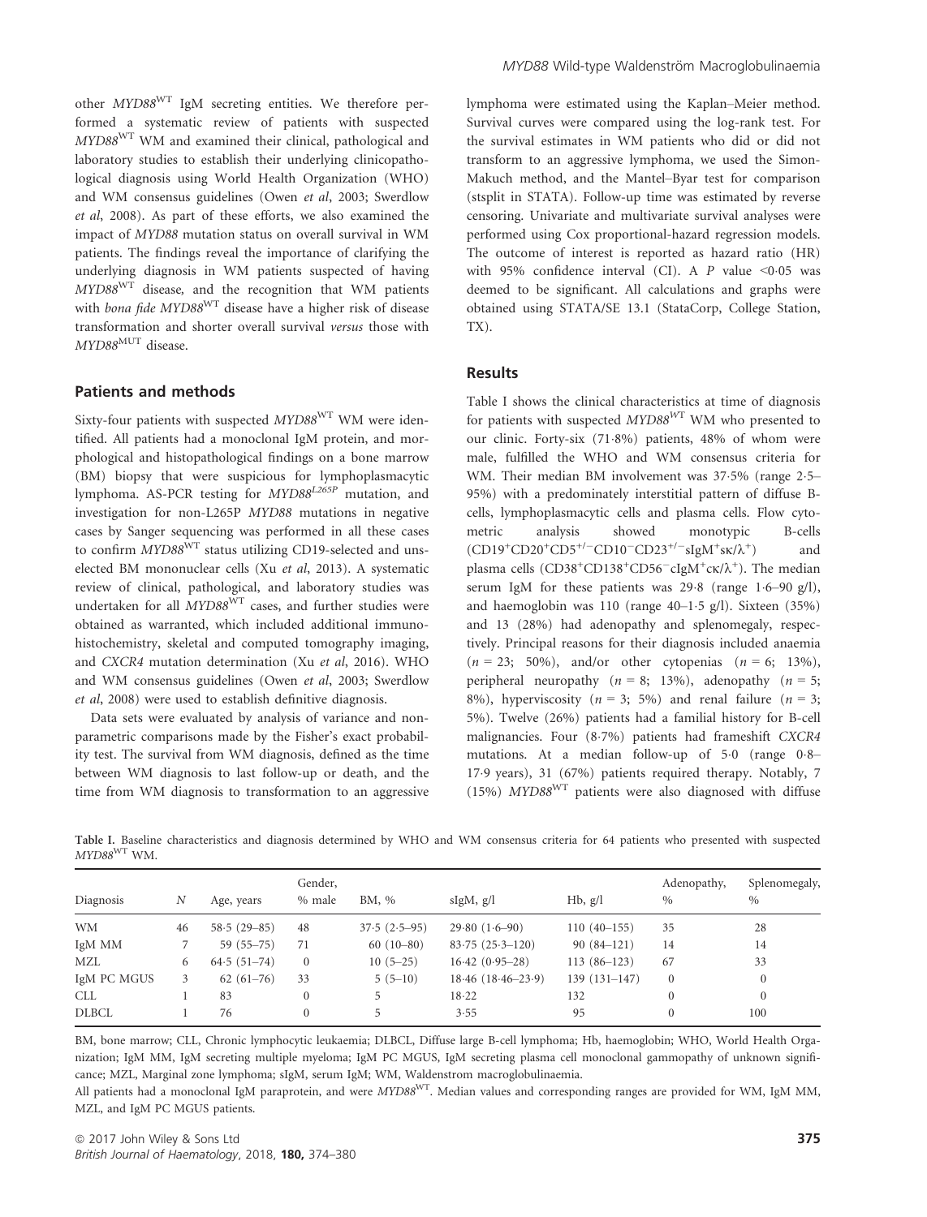other $MYD88^{WT}$ IgM secreting entities. We therefore performed a systematic review of patients with suspected $MYD88^{WT}$ WM and examined their clinical, pathological and laboratory studies to establish their underlying clinicopathological diagnosis using World Health Organization (WHO) and WM consensus guidelines (Owen *et al*, 2003; Swerdlow *et al*, 2008). As part of these efforts, we also examined the impact of *MYD88* mutation status on overall survival in WM patients. The findings reveal the importance of clarifying the underlying diagnosis in WM patients suspected of having $MYD88^{WT}$ disease, and the recognition that WM patients with *bona fide* $MYD88^{WT}$ disease have a higher risk of disease transformation and shorter overall survival *versus* those with $MYD88^{MUT}$ disease.

## Patients and methods

Sixty-four patients with suspected $MYD88^{WT}$ WM were identified. All patients had a monoclonal IgM protein, and morphological and histopathological findings on a bone marrow (BM) biopsy that were suspicious for lymphoplasmacytic lymphoma. AS-PCR testing for $MYD88^{L265P}$ mutation, and investigation for non-L265P *MYD88* mutations in negative cases by Sanger sequencing was performed in all these cases to confirm $MYD88^{WT}$ status utilizing CD19-selected and unselected BM mononuclear cells (Xu *et al*, 2013). A systematic review of clinical, pathological, and laboratory studies was undertaken for all $MYD88^{WT}$ cases, and further studies were obtained as warranted, which included additional immunohistochemistry, skeletal and computed tomography imaging, and *CXCR4* mutation determination (Xu *et al*, 2016). WHO and WM consensus guidelines (Owen *et al*, 2003; Swerdlow *et al*, 2008) were used to establish definitive diagnosis.

Data sets were evaluated by analysis of variance and non-parametric comparisons made by the Fisher's exact probability test. The survival from WM diagnosis, defined as the time between WM diagnosis to last follow-up or death, and the time from WM diagnosis to transformation to an aggressive lymphoma were estimated using the Kaplan–Meier method. Survival curves were compared using the log-rank test. For the survival estimates in WM patients who did or did not transform to an aggressive lymphoma, we used the Simon-Makuch method, and the Mantel–Byar test for comparison (stsplit in STATA). Follow-up time was estimated by reverse censoring. Univariate and multivariate survival analyses were performed using Cox proportional-hazard regression models. The outcome of interest is reported as hazard ratio (HR) with 95% confidence interval (CI). A *P* value <0·05 was deemed to be significant. All calculations and graphs were obtained using STATA/SE 13.1 (StataCorp, College Station, TX).

## Results

Table I shows the clinical characteristics at time of diagnosis for patients with suspected $MYD88^{WT}$ WM who presented to our clinic. Forty-six (71·8%) patients, 48% of whom were male, fulfilled the WHO and WM consensus criteria for WM. Their median BM involvement was 37·5% (range 2·5–95%) with a predominately interstitial pattern of diffuse B-cells, lymphoplasmacytic cells and plasma cells. Flow cytometric analysis showed monotypic B-cells ($CD19^{+}CD20^{+}CD5^{+/-}CD10^{-}CD23^{+/-}sIgM^{+}s\kappa/\lambda^{+}$) and plasma cells ($CD38^{+}CD138^{+}CD56^{-}cIgM^{+}c\kappa/\lambda^{+}$). The median serum IgM for these patients was 29·8 (range 1·6–90 g/l), and haemoglobin was 110 (range 40–1·5 g/l). Sixteen (35%) and 13 (28%) had adenopathy and splenomegaly, respectively. Principal reasons for their diagnosis included anaemia ($n$ = 23; 50%), and/or other cytopenias ($n$ = 6; 13%), peripheral neuropathy ($n$ = 8; 13%), adenopathy ($n$ = 5; 8%), hyperviscosity ($n$ = 3; 5%) and renal failure ($n$ = 3; 5%). Twelve (26%) patients had a familial history for B-cell malignancies. Four (8·7%) patients had frameshift *CXCR4* mutations. At a median follow-up of 5·0 (range 0·8–17·9 years), 31 (67%) patients required therapy. Notably, 7 (15%) $MYD88^{WT}$ patients were also diagnosed with diffuse

Table I. Baseline characteristics and diagnosis determined by WHO and WM consensus criteria for 64 patients who presented with suspected $MYD88^{WT}$ WM.

| Diagnosis | *N* | Age, years | Gender, % male | BM, % | sIgM, g/l | Hb, g/l | Adenopathy, % | Splenomegaly, % |
|---|---|---|---|---|---|---|---|---|
| WM | 46 | 58·5 (29–85) | 48 | 37·5 (2·5–95) | 29·80 (1·6–90) | 110 (40–155) | 35 | 28 |
| IgM MM | 7 | 59 (55–75) | 71 | 60 (10–80) | 83·75 (25·3–120) | 90 (84–121) | 14 | 14 |
| MZL | 6 | 64·5 (51–74) | 0 | 10 (5–25) | 16·42 (0·95–28) | 113 (86–123) | 67 | 33 |
| IgM PC MGUS | 3 | 62 (61–76) | 33 | 5 (5–10) | 18·46 (18·46–23·9) | 139 (131–147) | 0 | 0 |
| CLL | 1 | 83 | 0 | 5 | 18·22 | 132 | 0 | 0 |
| DLBCL | 1 | 76 | 0 | 5 | 3·55 | 95 | 0 | 100 |

BM, bone marrow; CLL, Chronic lymphocytic leukaemia; DLBCL, Diffuse large B-cell lymphoma; Hb, haemoglobin; WHO, World Health Organization; IgM MM, IgM secreting multiple myeloma; IgM PC MGUS, IgM secreting plasma cell monoclonal gammopathy of unknown significance; MZL, Marginal zone lymphoma; sIgM, serum IgM; WM, Waldenstrom macroglobulinaemia.

All patients had a monoclonal IgM paraprotein, and were $MYD88^{WT}$. Median values and corresponding ranges are provided for WM, IgM MM, MZL, and IgM PC MGUS patients.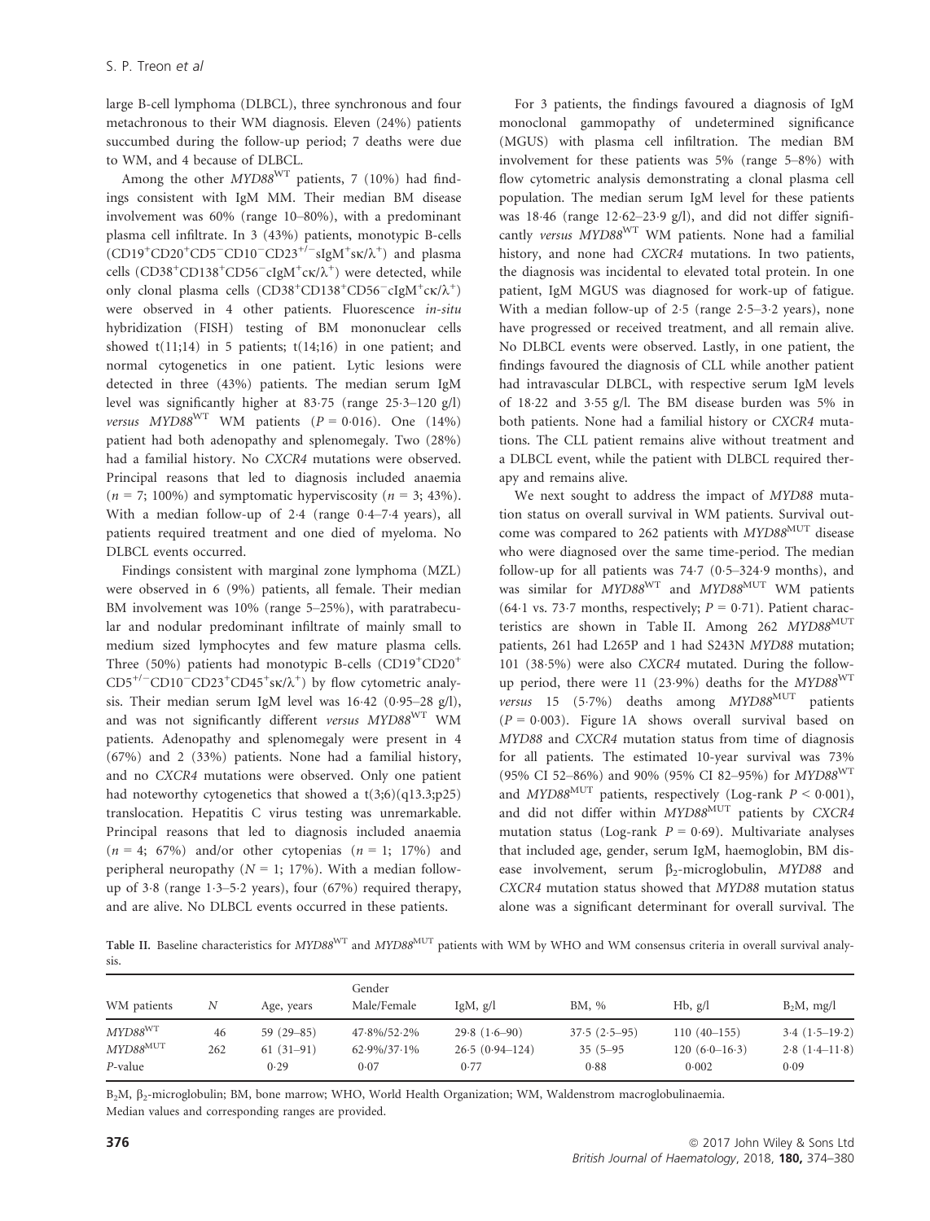large B-cell lymphoma (DLBCL), three synchronous and four metachronous to their WM diagnosis. Eleven (24%) patients succumbed during the follow-up period; 7 deaths were due to WM, and 4 because of DLBCL.

Among the other $MYD88^{WT}$ patients, 7 (10%) had findings consistent with IgM MM. Their median BM disease involvement was 60% (range 10–80%), with a predominant plasma cell infiltrate. In 3 (43%) patients, monotypic B-cells ($CD19^{+}CD20^{+}CD5^{-}CD10^{-}CD23^{+/-}sIgM^{+}s\kappa/\lambda^{+}$) and plasma cells ($CD38^{+}CD138^{+}CD56^{-}cIgM^{+}c\kappa/\lambda^{+}$) were detected, while only clonal plasma cells ($CD38^{+}CD138^{+}CD56^{-}cIgM^{+}c\kappa/\lambda^{+}$) were observed in 4 other patients. Fluorescence *in-situ* hybridization (FISH) testing of BM mononuclear cells showed t(11;14) in 5 patients; t(14;16) in one patient; and normal cytogenetics in one patient. Lytic lesions were detected in three (43%) patients. The median serum IgM level was significantly higher at 83·75 (range 25·3–120 g/l) *versus* $MYD88^{WT}$ WM patients ($P = 0{\cdot}016$). One (14%) patient had both adenopathy and splenomegaly. Two (28%) had a familial history. No *CXCR4* mutations were observed. Principal reasons that led to diagnosis included anaemia ($n = 7$; 100%) and symptomatic hyperviscosity ($n = 3$; 43%). With a median follow-up of 2·4 (range 0·4–7·4 years), all patients required treatment and one died of myeloma. No DLBCL events occurred.

Findings consistent with marginal zone lymphoma (MZL) were observed in 6 (9%) patients, all female. Their median BM involvement was 10% (range 5–25%), with paratrabecular and nodular predominant infiltrate of mainly small to medium sized lymphocytes and few mature plasma cells. Three (50%) patients had monotypic B-cells ($CD19^{+}CD20^{+}CD5^{+/-}CD10^{-}CD23^{+}CD45^{+}s\kappa/\lambda^{+}$) by flow cytometric analysis. Their median serum IgM level was 16·42 (0·95–28 g/l), and was not significantly different *versus* $MYD88^{WT}$ WM patients. Adenopathy and splenomegaly were present in 4 (67%) and 2 (33%) patients. None had a familial history, and no *CXCR4* mutations were observed. Only one patient had noteworthy cytogenetics that showed a t(3;6)(q13.3;p25) translocation. Hepatitis C virus testing was unremarkable. Principal reasons that led to diagnosis included anaemia ($n = 4$; 67%) and/or other cytopenias ($n = 1$; 17%) and peripheral neuropathy ($N = 1$; 17%). With a median follow-up of 3·8 (range 1·3–5·2 years), four (67%) required therapy, and are alive. No DLBCL events occurred in these patients.

For 3 patients, the findings favoured a diagnosis of IgM monoclonal gammopathy of undetermined significance (MGUS) with plasma cell infiltration. The median BM involvement for these patients was 5% (range 5–8%) with flow cytometric analysis demonstrating a clonal plasma cell population. The median serum IgM level for these patients was 18·46 (range 12·62–23·9 g/l), and did not differ significantly *versus* $MYD88^{WT}$ WM patients. None had a familial history, and none had *CXCR4* mutations. In two patients, the diagnosis was incidental to elevated total protein. In one patient, IgM MGUS was diagnosed for work-up of fatigue. With a median follow-up of 2·5 (range 2·5–3·2 years), none have progressed or received treatment, and all remain alive. No DLBCL events were observed. Lastly, in one patient, the findings favoured the diagnosis of CLL while another patient had intravascular DLBCL, with respective serum IgM levels of 18·22 and 3·55 g/l. The BM disease burden was 5% in both patients. None had a familial history or *CXCR4* mutations. The CLL patient remains alive without treatment and a DLBCL event, while the patient with DLBCL required therapy and remains alive.

We next sought to address the impact of *MYD88* mutation status on overall survival in WM patients. Survival outcome was compared to 262 patients with $MYD88^{MUT}$ disease who were diagnosed over the same time-period. The median follow-up for all patients was 74·7 (0·5–324·9 months), and was similar for $MYD88^{WT}$ and $MYD88^{MUT}$ WM patients (64·1 vs. 73·7 months, respectively; $P = 0{\cdot}71$). Patient characteristics are shown in Table II. Among 262 $MYD88^{MUT}$ patients, 261 had L265P and 1 had S243N *MYD88* mutation; 101 (38·5%) were also *CXCR4* mutated. During the follow-up period, there were 11 (23·9%) deaths for the $MYD88^{WT}$ *versus* 15 (5·7%) deaths among $MYD88^{MUT}$ patients ($P = 0{\cdot}003$). Figure 1A shows overall survival based on *MYD88* and *CXCR4* mutation status from time of diagnosis for all patients. The estimated 10-year survival was 73% (95% CI 52–86%) and 90% (95% CI 82–95%) for $MYD88^{WT}$ and $MYD88^{MUT}$ patients, respectively (Log-rank $P < 0{\cdot}001$), and did not differ within $MYD88^{MUT}$ patients by *CXCR4* mutation status (Log-rank $P = 0{\cdot}69$). Multivariate analyses that included age, gender, serum IgM, haemoglobin, BM disease involvement, serum $\beta_2$-microglobulin, *MYD88* and *CXCR4* mutation status showed that *MYD88* mutation status alone was a significant determinant for overall survival. The

**Table II.** Baseline characteristics for $MYD88^{WT}$ and $MYD88^{MUT}$ patients with WM by WHO and WM consensus criteria in overall survival analysis.

| WM patients | N | Age, years | Gender Male/Female | IgM, g/l | BM, % | Hb, g/l | $B_2M$, mg/l |
|---|---|---|---|---|---|---|---|
| $MYD88^{WT}$ | 46 | 59 (29–85) | 47·8%/52·2% | 29·8 (1·6–90) | 37·5 (2·5–95) | 110 (40–155) | 3·4 (1·5–19·2) |
| $MYD88^{MUT}$ | 262 | 61 (31–91) | 62·9%/37·1% | 26·5 (0·94–124) | 35 (5–95 | 120 (6·0–16·3) | 2·8 (1·4–11·8) |
| *P*-value | | 0·29 | 0·07 | 0·77 | 0·88 | 0·002 | 0·09 |

$B_2M$, $\beta_2$-microglobulin; BM, bone marrow; WHO, World Health Organization; WM, Waldenstrom macroglobulinaemia.
Median values and corresponding ranges are provided.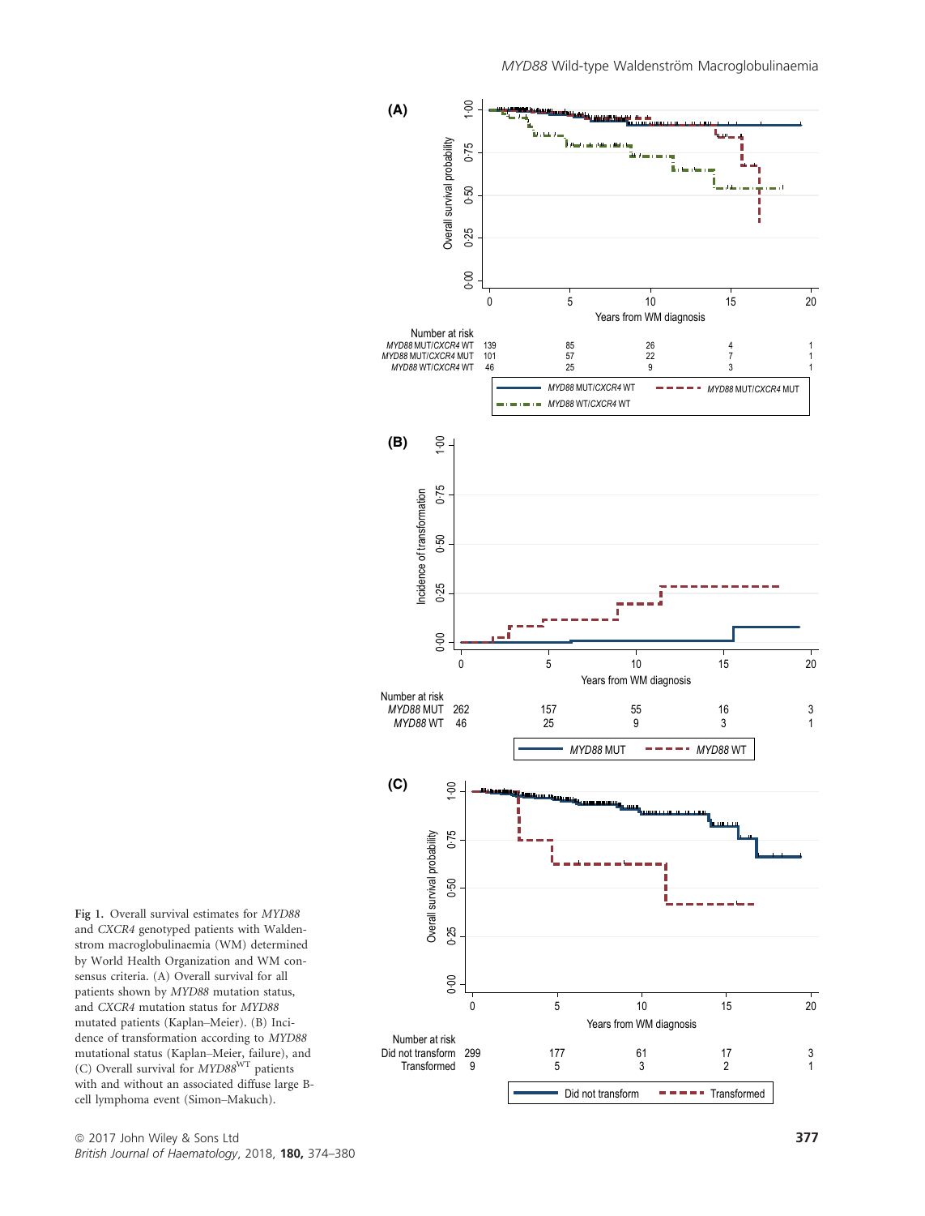Fig 1. Overall survival estimates for *MYD88* and *CXCR4* genotyped patients with Waldenstrom macroglobulinaemia (WM) determined by World Health Organization and WM consensus criteria. (A) Overall survival for all patients shown by *MYD88* mutation status, and *CXCR4* mutation status for *MYD88* mutated patients (Kaplan–Meier). (B) Incidence of transformation according to *MYD88* mutational status (Kaplan–Meier, failure), and (C) Overall survival for $MYD88^{WT}$ patients with and without an associated diffuse large B-cell lymphoma event (Simon–Makuch).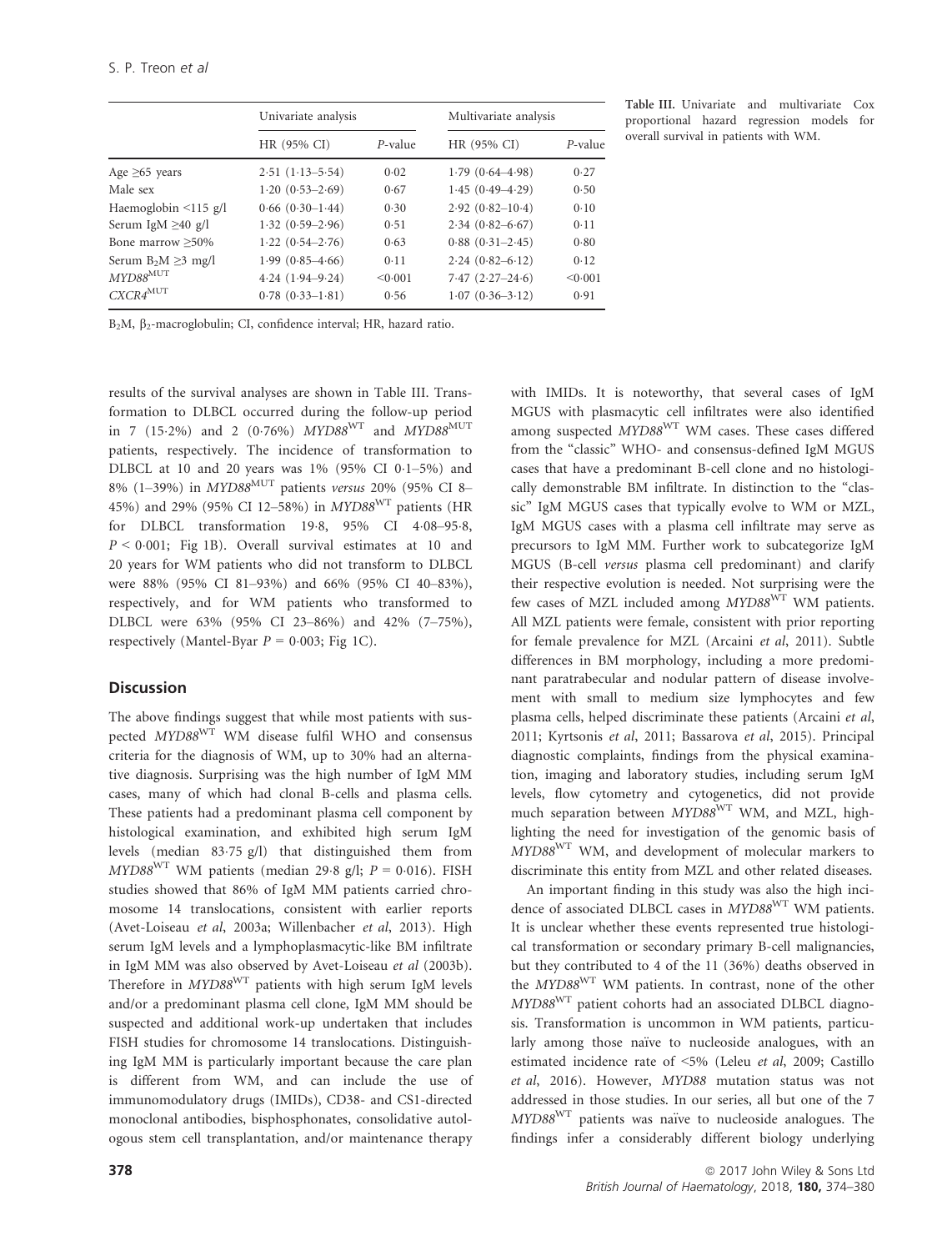Table III. Univariate and multivariate Cox proportional hazard regression models for overall survival in patients with WM.

| | Univariate analysis | | Multivariate analysis | |
|---|---|---|---|---|
| | HR (95% CI) | *P*-value | HR (95% CI) | *P*-value |
| Age ≥65 years | 2·51 (1·13–5·54) | 0·02 | 1·79 (0·64–4·98) | 0·27 |
| Male sex | 1·20 (0·53–2·69) | 0·67 | 1·45 (0·49–4·29) | 0·50 |
| Haemoglobin <115 g/l | 0·66 (0·30–1·44) | 0·30 | 2·92 (0·82–10·4) | 0·10 |
| Serum IgM ≥40 g/l | 1·32 (0·59–2·96) | 0·51 | 2·34 (0·82–6·67) | 0·11 |
| Bone marrow ≥50% | 1·22 (0·54–2·76) | 0·63 | 0·88 (0·31–2·45) | 0·80 |
| Serum $B_2M$ ≥3 mg/l | 1·99 (0·85–4·66) | 0·11 | 2·24 (0·82–6·12) | 0·12 |
| $MYD88^{MUT}$ | 4·24 (1·94–9·24) | <0·001 | 7·47 (2·27–24·6) | <0·001 |
| $CXCR4^{MUT}$ | 0·78 (0·33–1·81) | 0·56 | 1·07 (0·36–3·12) | 0·91 |

$B_2M$, $\beta_2$-macroglobulin; CI, confidence interval; HR, hazard ratio.

results of the survival analyses are shown in Table III. Transformation to DLBCL occurred during the follow-up period in 7 (15·2%) and 2 (0·76%) *MYD88*$^{WT}$ and *MYD88*$^{MUT}$ patients, respectively. The incidence of transformation to DLBCL at 10 and 20 years was 1% (95% CI 0·1–5%) and 8% (1–39%) in *MYD88*$^{MUT}$ patients *versus* 20% (95% CI 8–45%) and 29% (95% CI 12–58%) in *MYD88*$^{WT}$ patients (HR for DLBCL transformation 19·8, 95% CI 4·08–95·8, $P < 0·001$; Fig 1B). Overall survival estimates at 10 and 20 years for WM patients who did not transform to DLBCL were 88% (95% CI 81–93%) and 66% (95% CI 40–83%), respectively, and for WM patients who transformed to DLBCL were 63% (95% CI 23–86%) and 42% (7–75%), respectively (Mantel-Byar $P = 0·003$; Fig 1C).

## Discussion

The above findings suggest that while most patients with suspected *MYD88*$^{WT}$ WM disease fulfil WHO and consensus criteria for the diagnosis of WM, up to 30% had an alternative diagnosis. Surprising was the high number of IgM MM cases, many of which had clonal B-cells and plasma cells. These patients had a predominant plasma cell component by histological examination, and exhibited high serum IgM levels (median 83·75 g/l) that distinguished them from *MYD88*$^{WT}$ WM patients (median 29·8 g/l; $P = 0·016$). FISH studies showed that 86% of IgM MM patients carried chromosome 14 translocations, consistent with earlier reports (Avet-Loiseau *et al*, 2003a; Willenbacher *et al*, 2013). High serum IgM levels and a lymphoplasmacytic-like BM infiltrate in IgM MM was also observed by Avet-Loiseau *et al* (2003b). Therefore in *MYD88*$^{WT}$ patients with high serum IgM levels and/or a predominant plasma cell clone, IgM MM should be suspected and additional work-up undertaken that includes FISH studies for chromosome 14 translocations. Distinguishing IgM MM is particularly important because the care plan is different from WM, and can include the use of immunomodulatory drugs (IMIDs), CD38- and CS1-directed monoclonal antibodies, bisphosphonates, consolidative autologous stem cell transplantation, and/or maintenance therapy with IMIDs. It is noteworthy, that several cases of IgM MGUS with plasmacytic cell infiltrates were also identified among suspected *MYD88*$^{WT}$ WM cases. These cases differed from the "classic" WHO- and consensus-defined IgM MGUS cases that have a predominant B-cell clone and no histologically demonstrable BM infiltrate. In distinction to the "classic" IgM MGUS cases that typically evolve to WM or MZL, IgM MGUS cases with a plasma cell infiltrate may serve as precursors to IgM MM. Further work to subcategorize IgM MGUS (B-cell *versus* plasma cell predominant) and clarify their respective evolution is needed. Not surprising were the few cases of MZL included among *MYD88*$^{WT}$ WM patients. All MZL patients were female, consistent with prior reporting for female prevalence for MZL (Arcaini *et al*, 2011). Subtle differences in BM morphology, including a more predominant paratrabecular and nodular pattern of disease involvement with small to medium size lymphocytes and few plasma cells, helped discriminate these patients (Arcaini *et al*, 2011; Kyrtsonis *et al*, 2011; Bassarova *et al*, 2015). Principal diagnostic complaints, findings from the physical examination, imaging and laboratory studies, including serum IgM levels, flow cytometry and cytogenetics, did not provide much separation between *MYD88*$^{WT}$ WM, and MZL, highlighting the need for investigation of the genomic basis of *MYD88*$^{WT}$ WM, and development of molecular markers to discriminate this entity from MZL and other related diseases.

An important finding in this study was also the high incidence of associated DLBCL cases in *MYD88*$^{WT}$ WM patients. It is unclear whether these events represented true histological transformation or secondary primary B-cell malignancies, but they contributed to 4 of the 11 (36%) deaths observed in the *MYD88*$^{WT}$ WM patients. In contrast, none of the other *MYD88*$^{WT}$ patient cohorts had an associated DLBCL diagnosis. Transformation is uncommon in WM patients, particularly among those naïve to nucleoside analogues, with an estimated incidence rate of <5% (Leleu *et al*, 2009; Castillo *et al*, 2016). However, *MYD88* mutation status was not addressed in those studies. In our series, all but one of the 7 *MYD88*$^{WT}$ patients was naïve to nucleoside analogues. The findings infer a considerably different biology underlying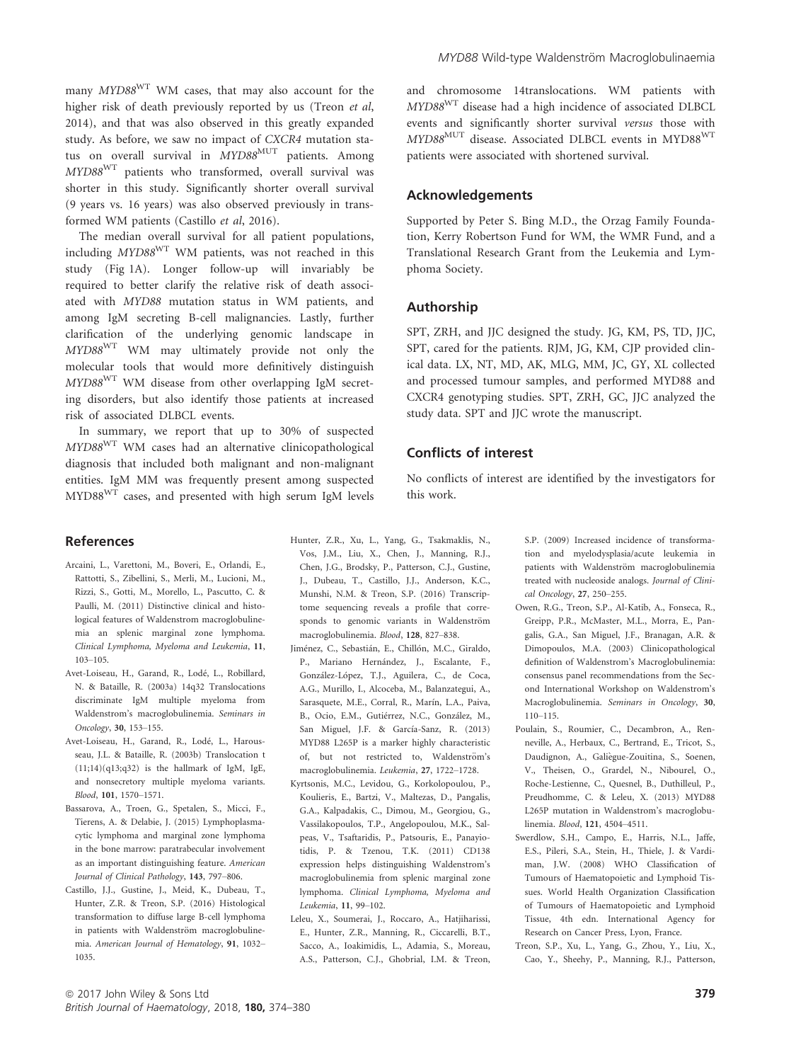many $MYD88^{WT}$ WM cases, that may also account for the higher risk of death previously reported by us (Treon *et al*, 2014), and that was also observed in this greatly expanded study. As before, we saw no impact of *CXCR4* mutation status on overall survival in $MYD88^{MUT}$ patients. Among $MYD88^{WT}$ patients who transformed, overall survival was shorter in this study. Significantly shorter overall survival (9 years vs. 16 years) was also observed previously in transformed WM patients (Castillo *et al*, 2016).

The median overall survival for all patient populations, including $MYD88^{WT}$ WM patients, was not reached in this study (Fig 1A). Longer follow-up will invariably be required to better clarify the relative risk of death associated with *MYD88* mutation status in WM patients, and among IgM secreting B-cell malignancies. Lastly, further clarification of the underlying genomic landscape in $MYD88^{WT}$ WM may ultimately provide not only the molecular tools that would more definitively distinguish $MYD88^{WT}$ WM disease from other overlapping IgM secreting disorders, but also identify those patients at increased risk of associated DLBCL events.

In summary, we report that up to 30% of suspected $MYD88^{WT}$ WM cases had an alternative clinicopathological diagnosis that included both malignant and non-malignant entities. IgM MM was frequently present among suspected $MYD88^{WT}$ cases, and presented with high serum IgM levels and chromosome 14translocations. WM patients with $MYD88^{WT}$ disease had a high incidence of associated DLBCL events and significantly shorter survival *versus* those with $MYD88^{MUT}$ disease. Associated DLBCL events in $MYD88^{WT}$ patients were associated with shortened survival.

## Acknowledgements

Supported by Peter S. Bing M.D., the Orzag Family Foundation, Kerry Robertson Fund for WM, the WMR Fund, and a Translational Research Grant from the Leukemia and Lymphoma Society.

## Authorship

SPT, ZRH, and JJC designed the study. JG, KM, PS, TD, JJC, SPT, cared for the patients. RJM, JG, KM, CJP provided clinical data. LX, NT, MD, AK, MLG, MM, JC, GY, XL collected and processed tumour samples, and performed MYD88 and CXCR4 genotyping studies. SPT, ZRH, GC, JJC analyzed the study data. SPT and JJC wrote the manuscript.

## Conflicts of interest

No conflicts of interest are identified by the investigators for this work.

## References

Arcaini, L., Varettoni, M., Boveri, E., Orlandi, E., Rattotti, S., Zibellini, S., Merli, M., Lucioni, M., Rizzi, S., Gotti, M., Morello, L., Pascutto, C. & Paulli, M. (2011) Distinctive clinical and histological features of Waldenstrom macroglobulinemia an splenic marginal zone lymphoma. *Clinical Lymphoma, Myeloma and Leukemia*, **11**, 103–105.

Avet-Loiseau, H., Garand, R., Lodé, L., Robillard, N. & Bataille, R. (2003a) 14q32 Translocations discriminate IgM multiple myeloma from Waldenstrom's macroglobulinemia. *Seminars in Oncology*, **30**, 153–155.

Avet-Loiseau, H., Garand, R., Lodé, L., Harousseau, J.L. & Bataille, R. (2003b) Translocation t (11;14)(q13;q32) is the hallmark of IgM, IgE, and nonsecretory multiple myeloma variants. *Blood*, **101**, 1570–1571.

Bassarova, A., Troen, G., Spetalen, S., Micci, F., Tierens, A. & Delabie, J. (2015) Lymphoplasmacytic lymphoma and marginal zone lymphoma in the bone marrow: paratrabecular involvement as an important distinguishing feature. *American Journal of Clinical Pathology*, **143**, 797–806.

Castillo, J.J., Gustine, J., Meid, K., Dubeau, T., Hunter, Z.R. & Treon, S.P. (2016) Histological transformation to diffuse large B-cell lymphoma in patients with Waldenström macroglobulinemia. *American Journal of Hematology*, **91**, 1032–1035.

Hunter, Z.R., Xu, L., Yang, G., Tsakmaklis, N., Vos, J.M., Liu, X., Chen, J., Manning, R.J., Chen, J.G., Brodsky, P., Patterson, C.J., Gustine, J., Dubeau, T., Castillo, J.J., Anderson, K.C., Munshi, N.M. & Treon, S.P. (2016) Transcriptome sequencing reveals a profile that corresponds to genomic variants in Waldenström macroglobulinemia. *Blood*, **128**, 827–838.

Jiménez, C., Sebastián, E., Chillón, M.C., Giraldo, P., Mariano Hernández, J., Escalante, F., González-López, T.J., Aguilera, C., de Coca, A.G., Murillo, I., Alcoceba, M., Balanzategui, A., Sarasquete, M.E., Corral, R., Marín, L.A., Paiva, B., Ocio, E.M., Gutiérrez, N.C., González, M., San Miguel, J.F. & García-Sanz, R. (2013) MYD88 L265P is a marker highly characteristic of, but not restricted to, Waldenström's macroglobulinemia. *Leukemia*, **27**, 1722–1728.

Kyrtsonis, M.C., Levidou, G., Korkolopoulou, P., Koulieris, E., Bartzi, V., Maltezas, D., Pangalis, G.A., Kalpadakis, C., Dimou, M., Georgiou, G., Vassilakopoulos, T.P., Angelopoulou, M.K., Salpeas, V., Tsaftaridis, P., Patsouris, E., Panayiotidis, P. & Tzenou, T.K. (2011) CD138 expression helps distinguishing Waldenstrom's macroglobulinemia from splenic marginal zone lymphoma. *Clinical Lymphoma, Myeloma and Leukemia*, **11**, 99–102.

Leleu, X., Soumerai, J., Roccaro, A., Hatjiharissi, E., Hunter, Z.R., Manning, R., Ciccarelli, B.T., Sacco, A., Ioakimidis, L., Adamia, S., Moreau, A.S., Patterson, C.J., Ghobrial, I.M. & Treon, S.P. (2009) Increased incidence of transformation and myelodysplasia/acute leukemia in patients with Waldenström macroglobulinemia treated with nucleoside analogs. *Journal of Clinical Oncology*, **27**, 250–255.

Owen, R.G., Treon, S.P., Al-Katib, A., Fonseca, R., Greipp, P.R., McMaster, M.L., Morra, E., Pangalis, G.A., San Miguel, J.F., Branagan, A.R. & Dimopoulos, M.A. (2003) Clinicopathological definition of Waldenstrom's Macroglobulinemia: consensus panel recommendations from the Second International Workshop on Waldenstrom's Macroglobulinemia. *Seminars in Oncology*, **30**, 110–115.

Poulain, S., Roumier, C., Decambron, A., Renneville, A., Herbaux, C., Bertrand, E., Tricot, S., Daudignon, A., Galiègue-Zouitina, S., Soenen, V., Theisen, O., Grardel, N., Nibourel, O., Roche-Lestienne, C., Quesnel, B., Duthilleul, P., Preudhomme, C. & Leleu, X. (2013) MYD88 L265P mutation in Waldenstrom's macroglobulinemia. *Blood*, **121**, 4504–4511.

Swerdlow, S.H., Campo, E., Harris, N.L., Jaffe, E.S., Pileri, S.A., Stein, H., Thiele, J. & Vardiman, J.W. (2008) WHO Classification of Tumours of Haematopoietic and Lymphoid Tissues. World Health Organization Classification of Tumours of Haematopoietic and Lymphoid Tissue, 4th edn. International Agency for Research on Cancer Press, Lyon, France.

Treon, S.P., Xu, L., Yang, G., Zhou, Y., Liu, X., Cao, Y., Sheehy, P., Manning, R.J., Patterson,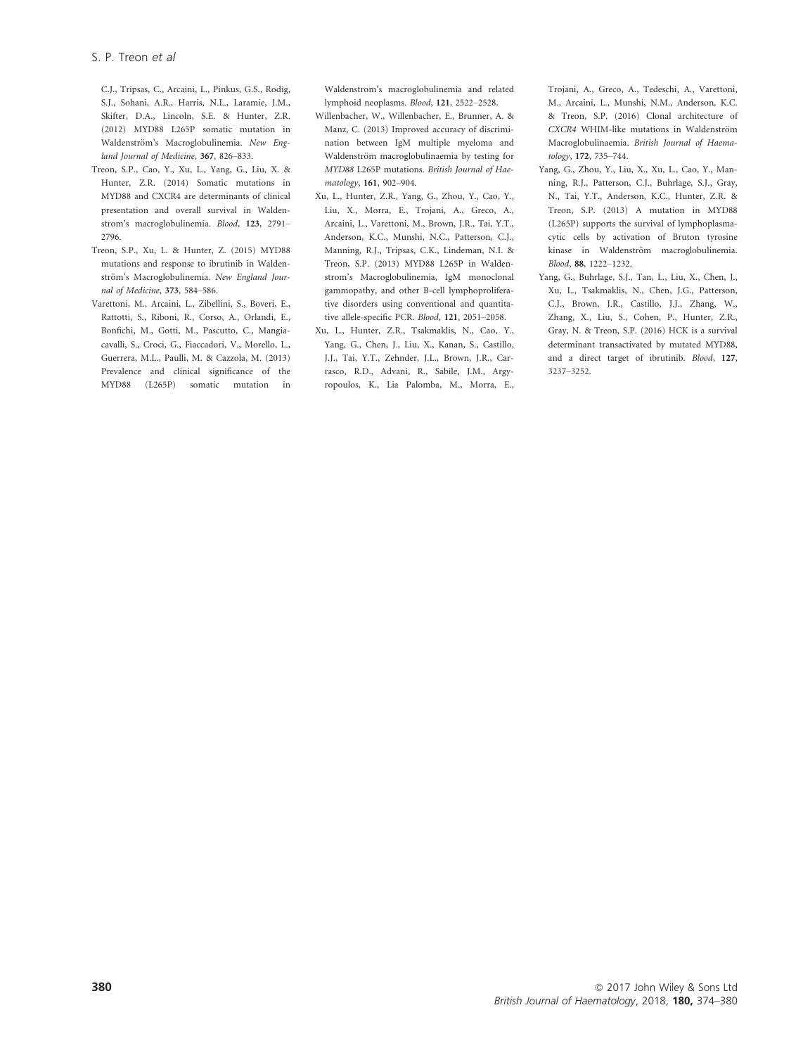C.J., Tripsas, C., Arcaini, L., Pinkus, G.S., Rodig, S.J., Sohani, A.R., Harris, N.L., Laramie, J.M., Skifter, D.A., Lincoln, S.E. & Hunter, Z.R. (2012) MYD88 L265P somatic mutation in Waldenström's Macroglobulinemia. *New England Journal of Medicine*, **367**, 826–833.

Treon, S.P., Cao, Y., Xu, L., Yang, G., Liu, X. & Hunter, Z.R. (2014) Somatic mutations in MYD88 and CXCR4 are determinants of clinical presentation and overall survival in Waldenstrom's macroglobulinemia. *Blood*, **123**, 2791–2796.

Treon, S.P., Xu, L. & Hunter, Z. (2015) MYD88 mutations and response to ibrutinib in Waldenström's Macroglobulinemia. *New England Journal of Medicine*, **373**, 584–586.

Varettoni, M., Arcaini, L., Zibellini, S., Boveri, E., Rattotti, S., Riboni, R., Corso, A., Orlandi, E., Bonfichi, M., Gotti, M., Pascutto, C., Mangiacavalli, S., Croci, G., Fiaccadori, V., Morello, L., Guerrera, M.L., Paulli, M. & Cazzola, M. (2013) Prevalence and clinical significance of the MYD88 (L265P) somatic mutation in Waldenstrom's macroglobulinemia and related lymphoid neoplasms. *Blood*, **121**, 2522–2528.

Willenbacher, W., Willenbacher, E., Brunner, A. & Manz, C. (2013) Improved accuracy of discrimination between IgM multiple myeloma and Waldenström macroglobulinaemia by testing for *MYD88* L265P mutations. *British Journal of Haematology*, **161**, 902–904.

Xu, L., Hunter, Z.R., Yang, G., Zhou, Y., Cao, Y., Liu, X., Morra, E., Trojani, A., Greco, A., Arcaini, L., Varettoni, M., Brown, J.R., Tai, Y.T., Anderson, K.C., Munshi, N.C., Patterson, C.J., Manning, R.J., Tripsas, C.K., Lindeman, N.I. & Treon, S.P. (2013) MYD88 L265P in Waldenstrom's Macroglobulinemia, IgM monoclonal gammopathy, and other B-cell lymphoproliferative disorders using conventional and quantitative allele-specific PCR. *Blood*, **121**, 2051–2058.

Xu, L., Hunter, Z.R., Tsakmaklis, N., Cao, Y., Yang, G., Chen, J., Liu, X., Kanan, S., Castillo, J.J., Tai, Y.T., Zehnder, J.L., Brown, J.R., Carrasco, R.D., Advani, R., Sabile, J.M., Argyropoulos, K., Lia Palomba, M., Morra, E., Trojani, A., Greco, A., Tedeschi, A., Varettoni, M., Arcaini, L., Munshi, N.M., Anderson, K.C. & Treon, S.P. (2016) Clonal architecture of *CXCR4* WHIM-like mutations in Waldenström Macroglobulinaemia. *British Journal of Haematology*, **172**, 735–744.

Yang, G., Zhou, Y., Liu, X., Xu, L., Cao, Y., Manning, R.J., Patterson, C.J., Buhrlage, S.J., Gray, N., Tai, Y.T., Anderson, K.C., Hunter, Z.R. & Treon, S.P. (2013) A mutation in MYD88 (L265P) supports the survival of lymphoplasmacytic cells by activation of Bruton tyrosine kinase in Waldenström macroglobulinemia. *Blood*, **88**, 1222–1232.

Yang, G., Buhrlage, S.J., Tan, L., Liu, X., Chen, J., Xu, L., Tsakmaklis, N., Chen, J.G., Patterson, C.J., Brown, J.R., Castillo, J.J., Zhang, W., Zhang, X., Liu, S., Cohen, P., Hunter, Z.R., Gray, N. & Treon, S.P. (2016) HCK is a survival determinant transactivated by mutated MYD88, and a direct target of ibrutinib. *Blood*, **127**, 3237–3252.